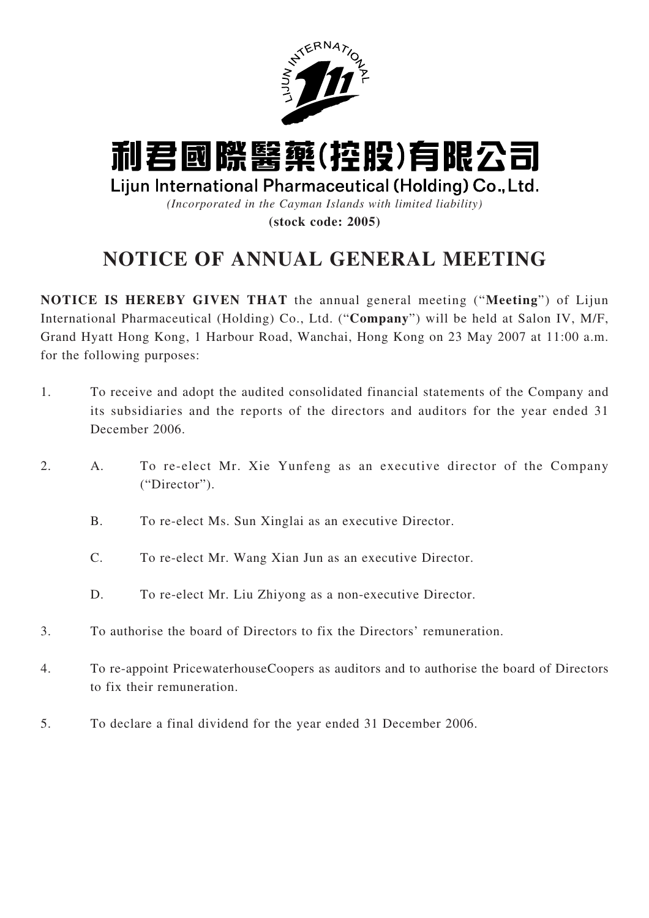利君國際醫藥(控股)有限公司

Lijun International Pharmaceutical (Holding) Co., Ltd.

*(Incorporated in the Cayman Islands with limited liability)*

**(stock code: 2005)**

# NOTICE OF ANNUAL GENERAL MEETING

**NOTICE IS HEREBY GIVEN THAT** the annual general meeting ("**Meeting**") of Lijun International Pharmaceutical (Holding) Co., Ltd. ("**Company**") will be held at Salon IV, M/F, Grand Hyatt Hong Kong, 1 Harbour Road, Wanchai, Hong Kong on 23 May 2007 at 11:00 a.m. for the following purposes:

1. To receive and adopt the audited consolidated financial statements of the Company and its subsidiaries and the reports of the directors and auditors for the year ended 31 December 2006.

2. A. To re-elect Mr. Xie Yunfeng as an executive director of the Company ("Director").

   B. To re-elect Ms. Sun Xinglai as an executive Director.

   C. To re-elect Mr. Wang Xian Jun as an executive Director.

   D. To re-elect Mr. Liu Zhiyong as a non-executive Director.

3. To authorise the board of Directors to fix the Directors' remuneration.

4. To re-appoint PricewaterhouseCoopers as auditors and to authorise the board of Directors to fix their remuneration.

5. To declare a final dividend for the year ended 31 December 2006.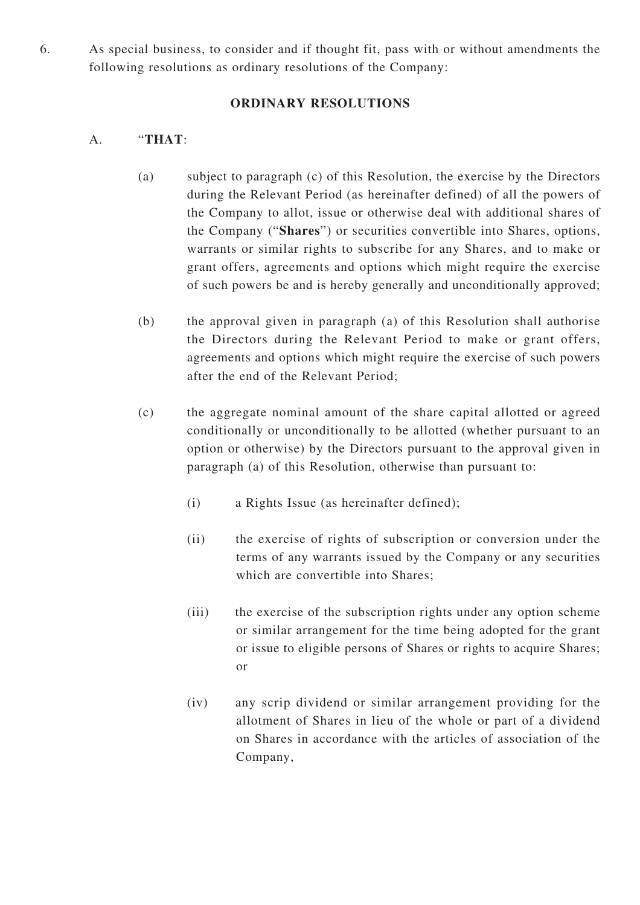6. As special business, to consider and if thought fit, pass with or without amendments the following resolutions as ordinary resolutions of the Company:

**ORDINARY RESOLUTIONS**

A. "**THAT**:

(a) subject to paragraph (c) of this Resolution, the exercise by the Directors during the Relevant Period (as hereinafter defined) of all the powers of the Company to allot, issue or otherwise deal with additional shares of the Company ("**Shares**") or securities convertible into Shares, options, warrants or similar rights to subscribe for any Shares, and to make or grant offers, agreements and options which might require the exercise of such powers be and is hereby generally and unconditionally approved;

(b) the approval given in paragraph (a) of this Resolution shall authorise the Directors during the Relevant Period to make or grant offers, agreements and options which might require the exercise of such powers after the end of the Relevant Period;

(c) the aggregate nominal amount of the share capital allotted or agreed conditionally or unconditionally to be allotted (whether pursuant to an option or otherwise) by the Directors pursuant to the approval given in paragraph (a) of this Resolution, otherwise than pursuant to:

(i) a Rights Issue (as hereinafter defined);

(ii) the exercise of rights of subscription or conversion under the terms of any warrants issued by the Company or any securities which are convertible into Shares;

(iii) the exercise of the subscription rights under any option scheme or similar arrangement for the time being adopted for the grant or issue to eligible persons of Shares or rights to acquire Shares; or

(iv) any scrip dividend or similar arrangement providing for the allotment of Shares in lieu of the whole or part of a dividend on Shares in accordance with the articles of association of the Company,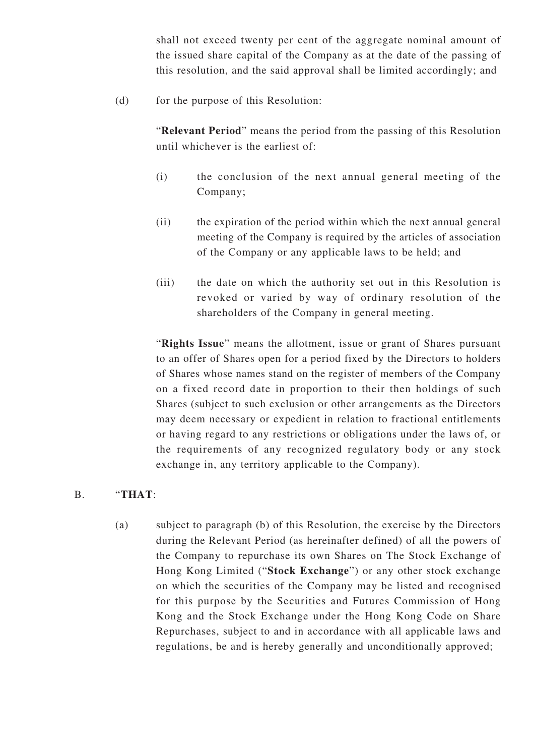shall not exceed twenty per cent of the aggregate nominal amount of the issued share capital of the Company as at the date of the passing of this resolution, and the said approval shall be limited accordingly; and

(d) for the purpose of this Resolution:

"**Relevant Period**" means the period from the passing of this Resolution until whichever is the earliest of:

(i) the conclusion of the next annual general meeting of the Company;

(ii) the expiration of the period within which the next annual general meeting of the Company is required by the articles of association of the Company or any applicable laws to be held; and

(iii) the date on which the authority set out in this Resolution is revoked or varied by way of ordinary resolution of the shareholders of the Company in general meeting.

"**Rights Issue**" means the allotment, issue or grant of Shares pursuant to an offer of Shares open for a period fixed by the Directors to holders of Shares whose names stand on the register of members of the Company on a fixed record date in proportion to their then holdings of such Shares (subject to such exclusion or other arrangements as the Directors may deem necessary or expedient in relation to fractional entitlements or having regard to any restrictions or obligations under the laws of, or the requirements of any recognized regulatory body or any stock exchange in, any territory applicable to the Company).

B. "**THAT**:

(a) subject to paragraph (b) of this Resolution, the exercise by the Directors during the Relevant Period (as hereinafter defined) of all the powers of the Company to repurchase its own Shares on The Stock Exchange of Hong Kong Limited ("**Stock Exchange**") or any other stock exchange on which the securities of the Company may be listed and recognised for this purpose by the Securities and Futures Commission of Hong Kong and the Stock Exchange under the Hong Kong Code on Share Repurchases, subject to and in accordance with all applicable laws and regulations, be and is hereby generally and unconditionally approved;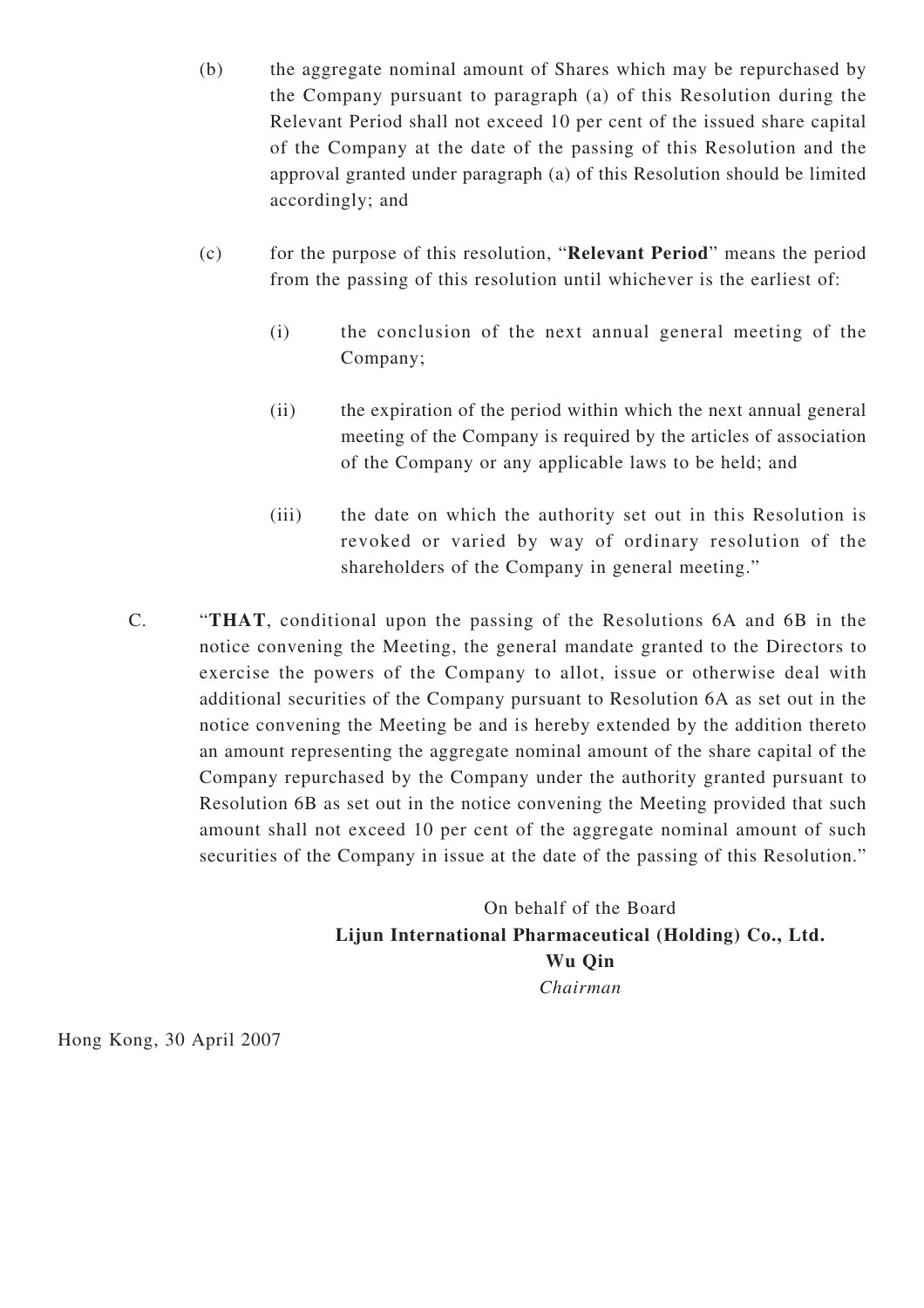(b) the aggregate nominal amount of Shares which may be repurchased by the Company pursuant to paragraph (a) of this Resolution during the Relevant Period shall not exceed 10 per cent of the issued share capital of the Company at the date of the passing of this Resolution and the approval granted under paragraph (a) of this Resolution should be limited accordingly; and

(c) for the purpose of this resolution, "**Relevant Period**" means the period from the passing of this resolution until whichever is the earliest of:

(i) the conclusion of the next annual general meeting of the Company;

(ii) the expiration of the period within which the next annual general meeting of the Company is required by the articles of association of the Company or any applicable laws to be held; and

(iii) the date on which the authority set out in this Resolution is revoked or varied by way of ordinary resolution of the shareholders of the Company in general meeting."

C. "**THAT**, conditional upon the passing of the Resolutions 6A and 6B in the notice convening the Meeting, the general mandate granted to the Directors to exercise the powers of the Company to allot, issue or otherwise deal with additional securities of the Company pursuant to Resolution 6A as set out in the notice convening the Meeting be and is hereby extended by the addition thereto an amount representing the aggregate nominal amount of the share capital of the Company repurchased by the Company under the authority granted pursuant to Resolution 6B as set out in the notice convening the Meeting provided that such amount shall not exceed 10 per cent of the aggregate nominal amount of such securities of the Company in issue at the date of the passing of this Resolution."

On behalf of the Board
**Lijun International Pharmaceutical (Holding) Co., Ltd.**
**Wu Qin**
*Chairman*

Hong Kong, 30 April 2007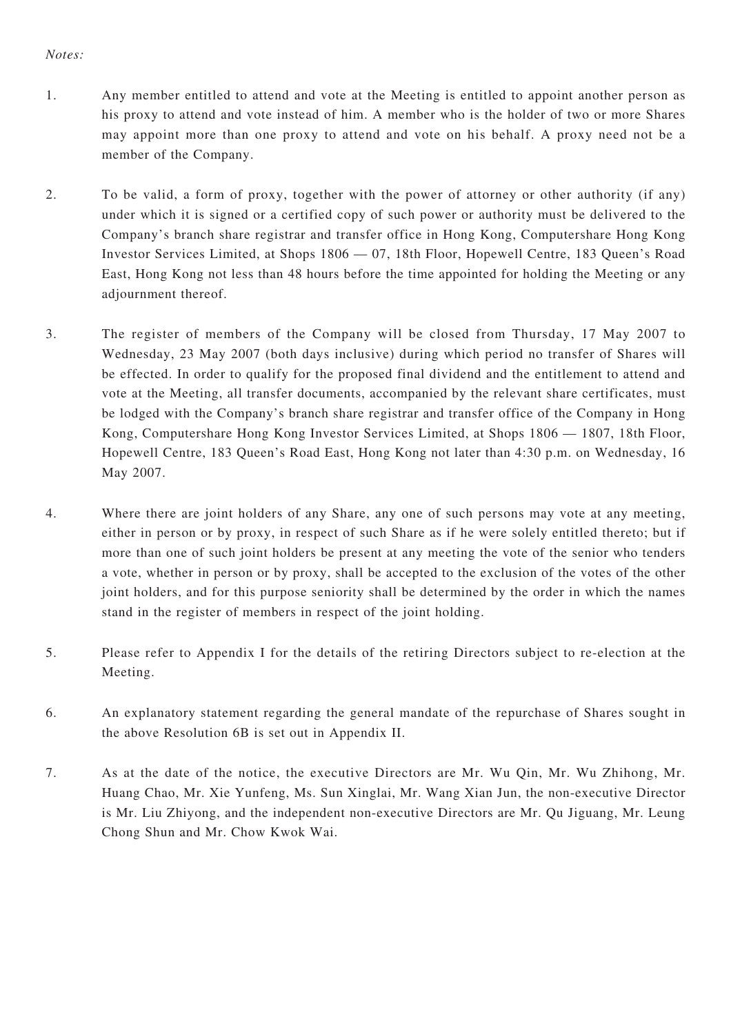*Notes:*

1. Any member entitled to attend and vote at the Meeting is entitled to appoint another person as his proxy to attend and vote instead of him. A member who is the holder of two or more Shares may appoint more than one proxy to attend and vote on his behalf. A proxy need not be a member of the Company.

2. To be valid, a form of proxy, together with the power of attorney or other authority (if any) under which it is signed or a certified copy of such power or authority must be delivered to the Company's branch share registrar and transfer office in Hong Kong, Computershare Hong Kong Investor Services Limited, at Shops 1806 — 07, 18th Floor, Hopewell Centre, 183 Queen's Road East, Hong Kong not less than 48 hours before the time appointed for holding the Meeting or any adjournment thereof.

3. The register of members of the Company will be closed from Thursday, 17 May 2007 to Wednesday, 23 May 2007 (both days inclusive) during which period no transfer of Shares will be effected. In order to qualify for the proposed final dividend and the entitlement to attend and vote at the Meeting, all transfer documents, accompanied by the relevant share certificates, must be lodged with the Company's branch share registrar and transfer office of the Company in Hong Kong, Computershare Hong Kong Investor Services Limited, at Shops 1806 — 1807, 18th Floor, Hopewell Centre, 183 Queen's Road East, Hong Kong not later than 4:30 p.m. on Wednesday, 16 May 2007.

4. Where there are joint holders of any Share, any one of such persons may vote at any meeting, either in person or by proxy, in respect of such Share as if he were solely entitled thereto; but if more than one of such joint holders be present at any meeting the vote of the senior who tenders a vote, whether in person or by proxy, shall be accepted to the exclusion of the votes of the other joint holders, and for this purpose seniority shall be determined by the order in which the names stand in the register of members in respect of the joint holding.

5. Please refer to Appendix I for the details of the retiring Directors subject to re-election at the Meeting.

6. An explanatory statement regarding the general mandate of the repurchase of Shares sought in the above Resolution 6B is set out in Appendix II.

7. As at the date of the notice, the executive Directors are Mr. Wu Qin, Mr. Wu Zhihong, Mr. Huang Chao, Mr. Xie Yunfeng, Ms. Sun Xinglai, Mr. Wang Xian Jun, the non-executive Director is Mr. Liu Zhiyong, and the independent non-executive Directors are Mr. Qu Jiguang, Mr. Leung Chong Shun and Mr. Chow Kwok Wai.